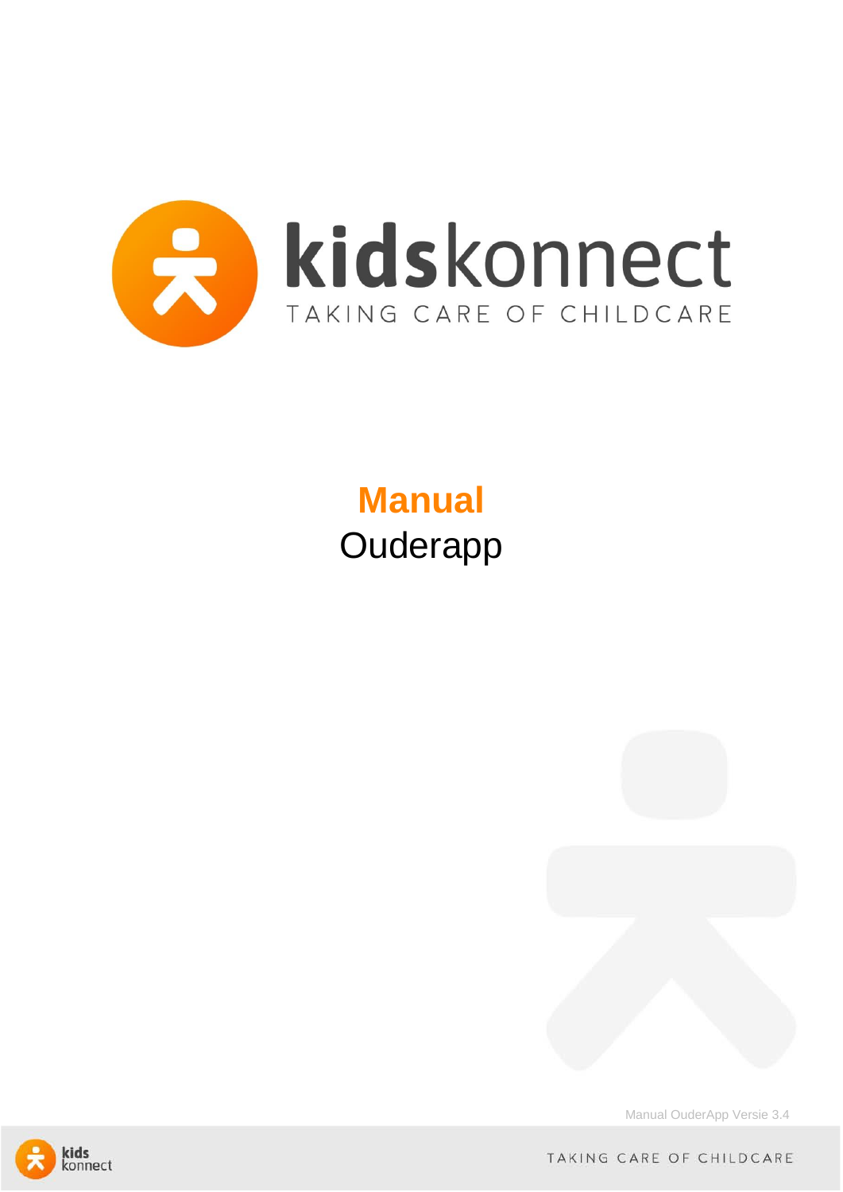# Manual

Ouderapp

Manual OuderApp Versie 3.4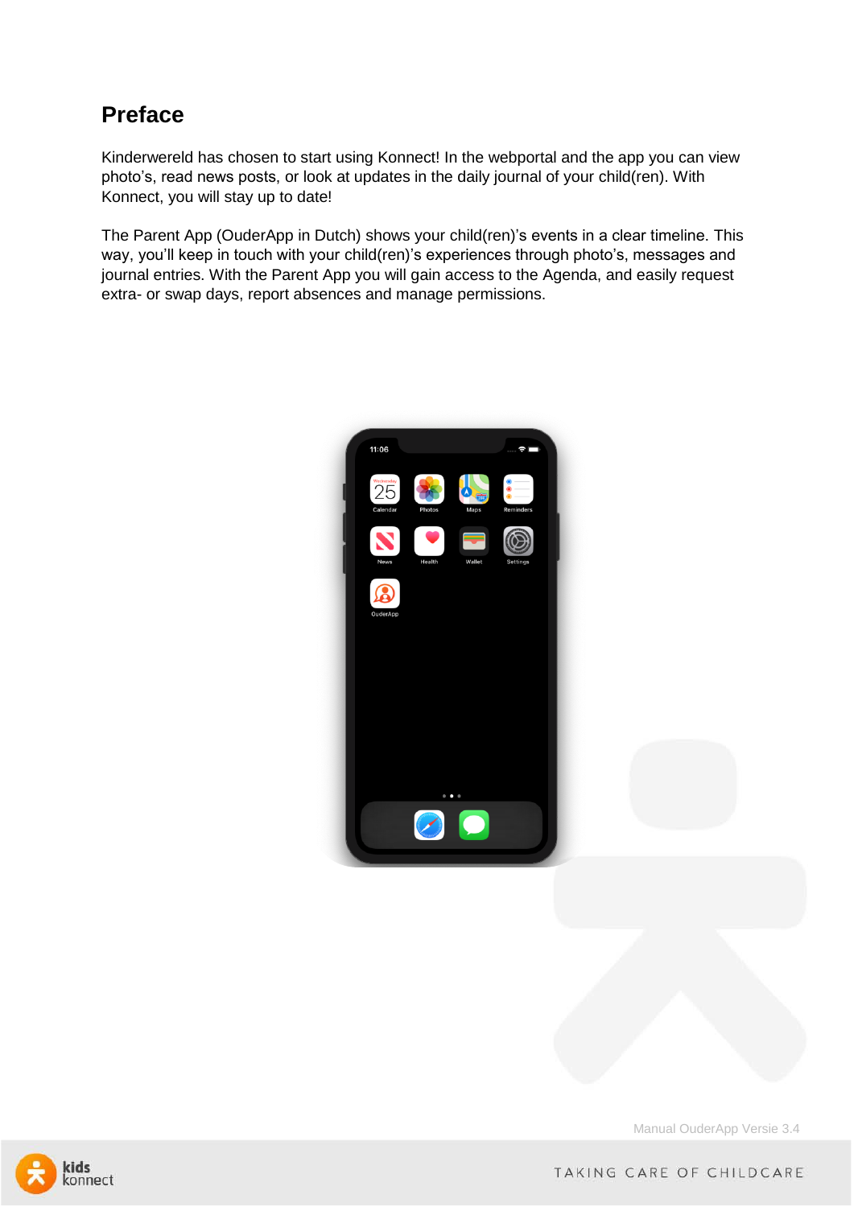# Preface

Kinderwereld has chosen to start using Konnect! In the webportal and the app you can view photo's, read news posts, or look at updates in the daily journal of your child(ren). With Konnect, you will stay up to date!

The Parent App (OuderApp in Dutch) shows your child(ren)'s events in a clear timeline. This way, you'll keep in touch with your child(ren)'s experiences through photo's, messages and journal entries. With the Parent App you will gain access to the Agenda, and easily request extra- or swap days, report absences and manage permissions.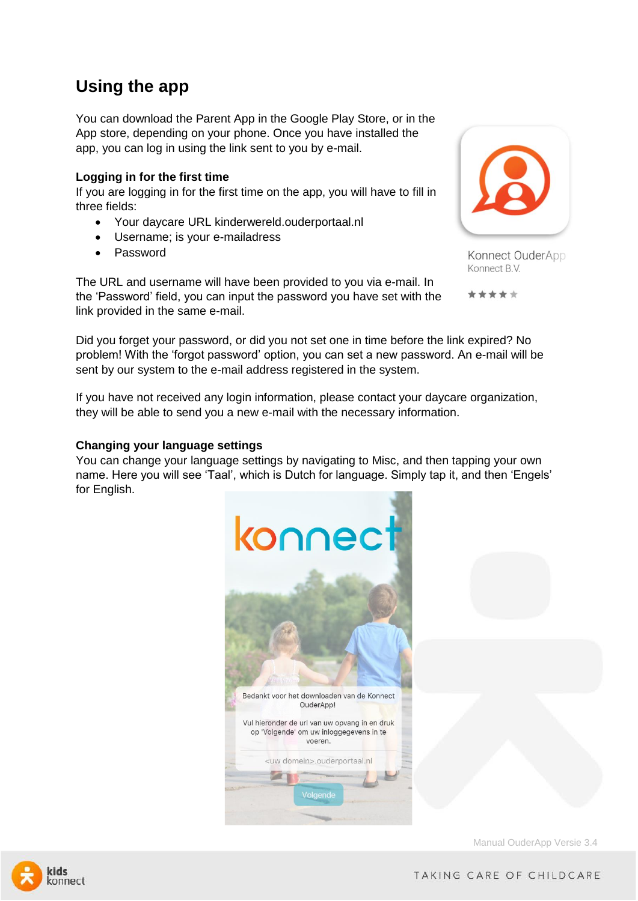# Using the app

You can download the Parent App in the Google Play Store, or in the App store, depending on your phone. Once you have installed the app, you can log in using the link sent to you by e-mail.

**Logging in for the first time**

If you are logging in for the first time on the app, you will have to fill in three fields:

- Your daycare URL kinderwereld.ouderportaal.nl
- Username; is your e-mailadress
- Password

The URL and username will have been provided to you via e-mail. In the 'Password' field, you can input the password you have set with the link provided in the same e-mail.

Did you forget your password, or did you not set one in time before the link expired? No problem! With the 'forgot password' option, you can set a new password. An e-mail will be sent by our system to the e-mail address registered in the system.

If you have not received any login information, please contact your daycare organization, they will be able to send you a new e-mail with the necessary information.

**Changing your language settings**

You can change your language settings by navigating to Misc, and then tapping your own name. Here you will see 'Taal', which is Dutch for language. Simply tap it, and then 'Engels' for English.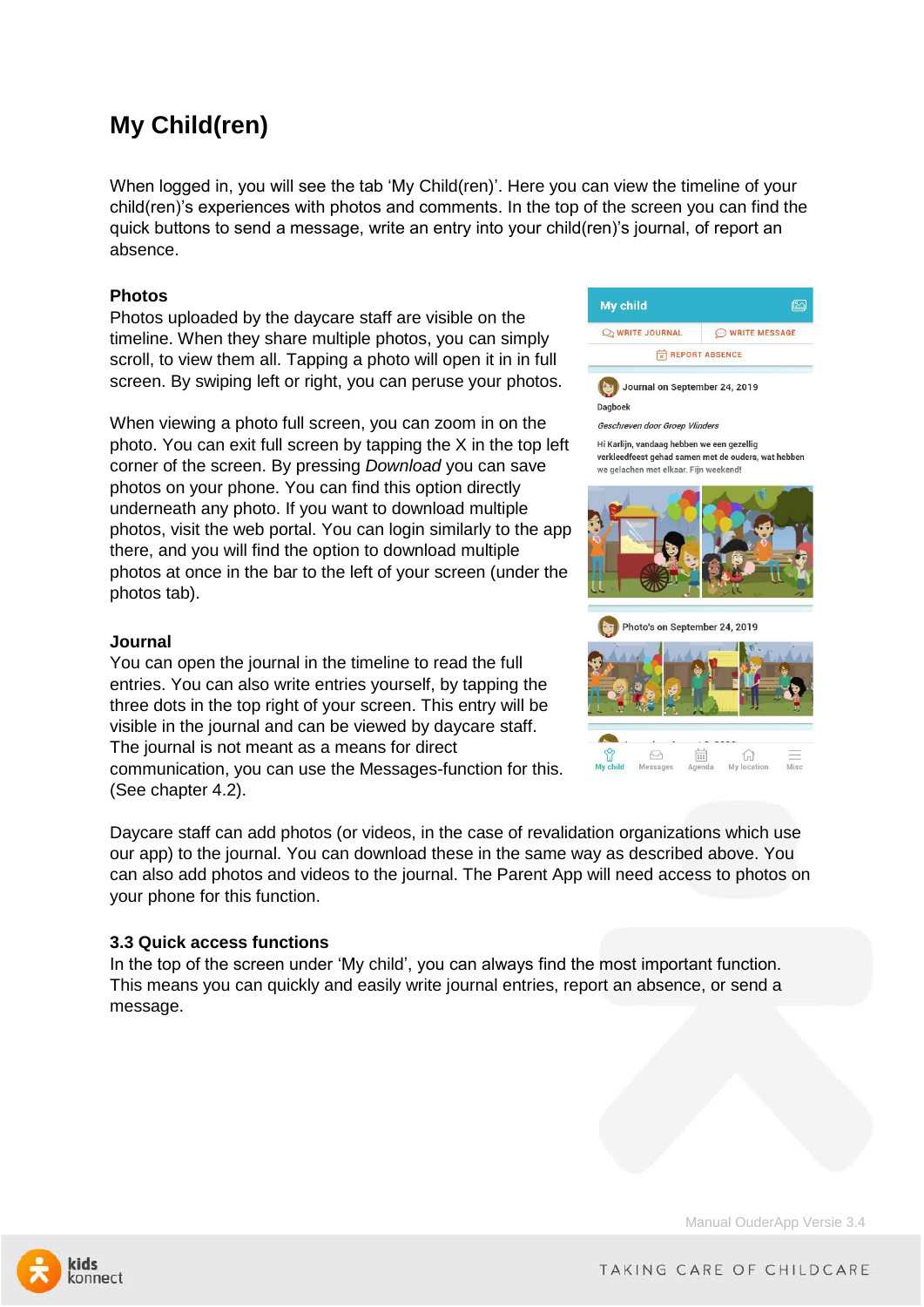# My Child(ren)

When logged in, you will see the tab 'My Child(ren)'. Here you can view the timeline of your child(ren)'s experiences with photos and comments. In the top of the screen you can find the quick buttons to send a message, write an entry into your child(ren)'s journal, of report an absence.

### Photos

Photos uploaded by the daycare staff are visible on the timeline. When they share multiple photos, you can simply scroll, to view them all. Tapping a photo will open it in in full screen. By swiping left or right, you can peruse your photos.

When viewing a photo full screen, you can zoom in on the photo. You can exit full screen by tapping the X in the top left corner of the screen. By pressing *Download* you can save photos on your phone. You can find this option directly underneath any photo. If you want to download multiple photos, visit the web portal. You can login similarly to the app there, and you will find the option to download multiple photos at once in the bar to the left of your screen (under the photos tab).

### Journal

You can open the journal in the timeline to read the full entries. You can also write entries yourself, by tapping the three dots in the top right of your screen. This entry will be visible in the journal and can be viewed by daycare staff. The journal is not meant as a means for direct communication, you can use the Messages-function for this. (See chapter 4.2).

Daycare staff can add photos (or videos, in the case of revalidation organizations which use our app) to the journal. You can download these in the same way as described above. You can also add photos and videos to the journal. The Parent App will need access to photos on your phone for this function.

### 3.3 Quick access functions

In the top of the screen under 'My child', you can always find the most important function. This means you can quickly and easily write journal entries, report an absence, or send a message.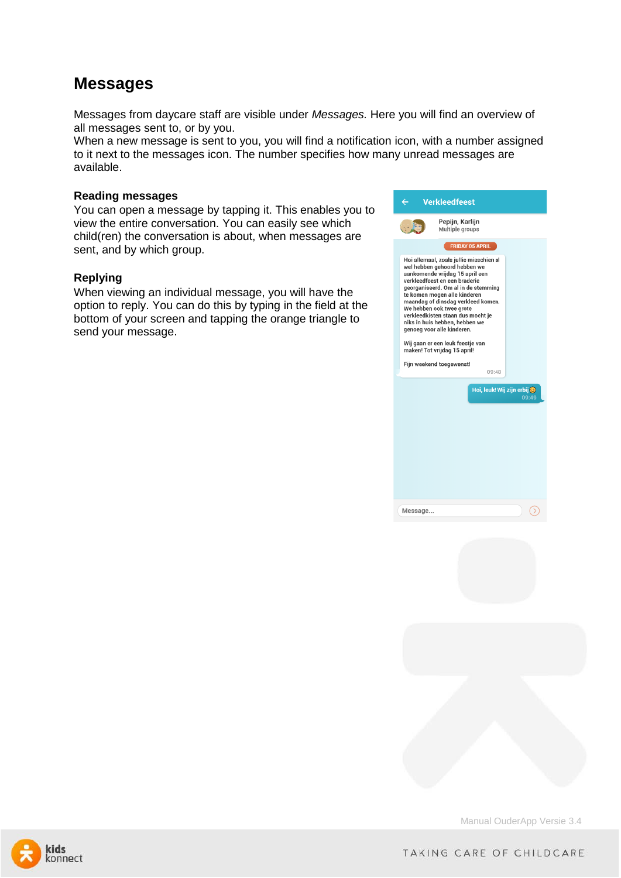# Messages

Messages from daycare staff are visible under *Messages.* Here you will find an overview of all messages sent to, or by you.
When a new message is sent to you, you will find a notification icon, with a number assigned to it next to the messages icon. The number specifies how many unread messages are available.

### Reading messages

You can open a message by tapping it. This enables you to view the entire conversation. You can easily see which child(ren) the conversation is about, when messages are sent, and by which group.

### Replying

When viewing an individual message, you will have the option to reply. You can do this by typing in the field at the bottom of your screen and tapping the orange triangle to send your message.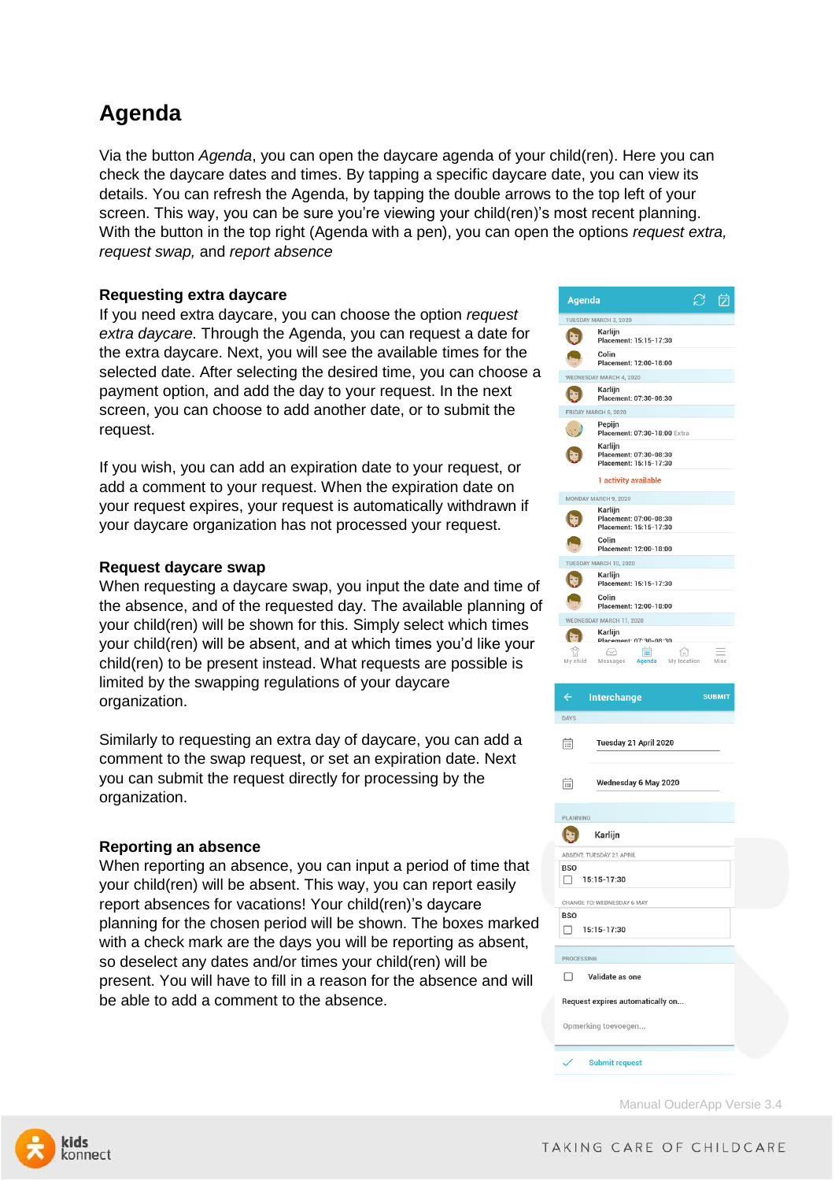# Agenda

Via the button *Agenda*, you can open the daycare agenda of your child(ren). Here you can check the daycare dates and times. By tapping a specific daycare date, you can view its details. You can refresh the Agenda, by tapping the double arrows to the top left of your screen. This way, you can be sure you're viewing your child(ren)'s most recent planning. With the button in the top right (Agenda with a pen), you can open the options *request extra, request swap,* and *report absence*

### Requesting extra daycare

If you need extra daycare, you can choose the option *request extra daycare.* Through the Agenda, you can request a date for the extra daycare. Next, you will see the available times for the selected date. After selecting the desired time, you can choose a payment option, and add the day to your request. In the next screen, you can choose to add another date, or to submit the request.

If you wish, you can add an expiration date to your request, or add a comment to your request. When the expiration date on your request expires, your request is automatically withdrawn if your daycare organization has not processed your request.

### Request daycare swap

When requesting a daycare swap, you input the date and time of the absence, and of the requested day. The available planning of your child(ren) will be shown for this. Simply select which times your child(ren) will be absent, and at which times you'd like your child(ren) to be present instead. What requests are possible is limited by the swapping regulations of your daycare organization.

Similarly to requesting an extra day of daycare, you can add a comment to the swap request, or set an expiration date. Next you can submit the request directly for processing by the organization.

### Reporting an absence

When reporting an absence, you can input a period of time that your child(ren) will be absent. This way, you can report easily report absences for vacations! Your child(ren)'s daycare planning for the chosen period will be shown. The boxes marked with a check mark are the days you will be reporting as absent, so deselect any dates and/or times your child(ren) will be present. You will have to fill in a reason for the absence and will be able to add a comment to the absence.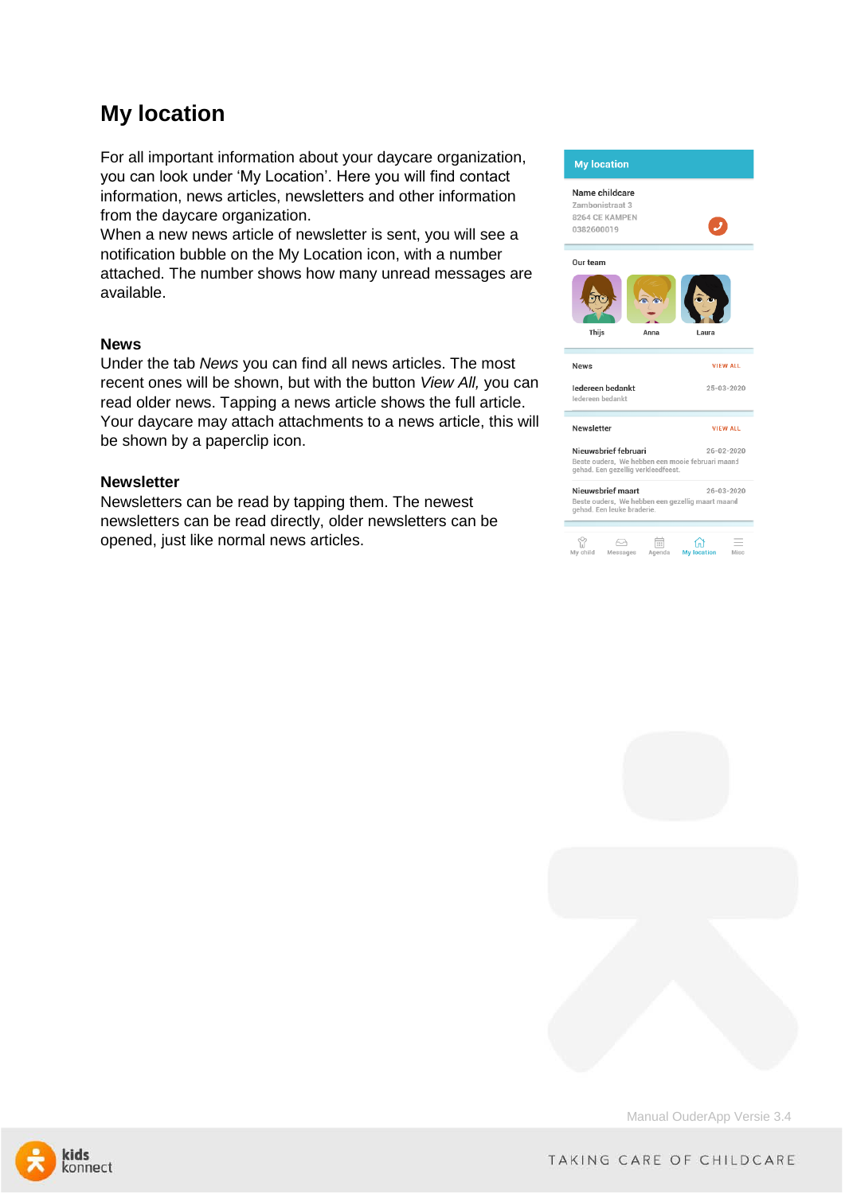# My location

For all important information about your daycare organization, you can look under 'My Location'. Here you will find contact information, news articles, newsletters and other information from the daycare organization.
When a new news article of newsletter is sent, you will see a notification bubble on the My Location icon, with a number attached. The number shows how many unread messages are available.

### News

Under the tab *News* you can find all news articles. The most recent ones will be shown, but with the button *View All,* you can read older news. Tapping a news article shows the full article. Your daycare may attach attachments to a news article, this will be shown by a paperclip icon.

### Newsletter

Newsletters can be read by tapping them. The newest newsletters can be read directly, older newsletters can be opened, just like normal news articles.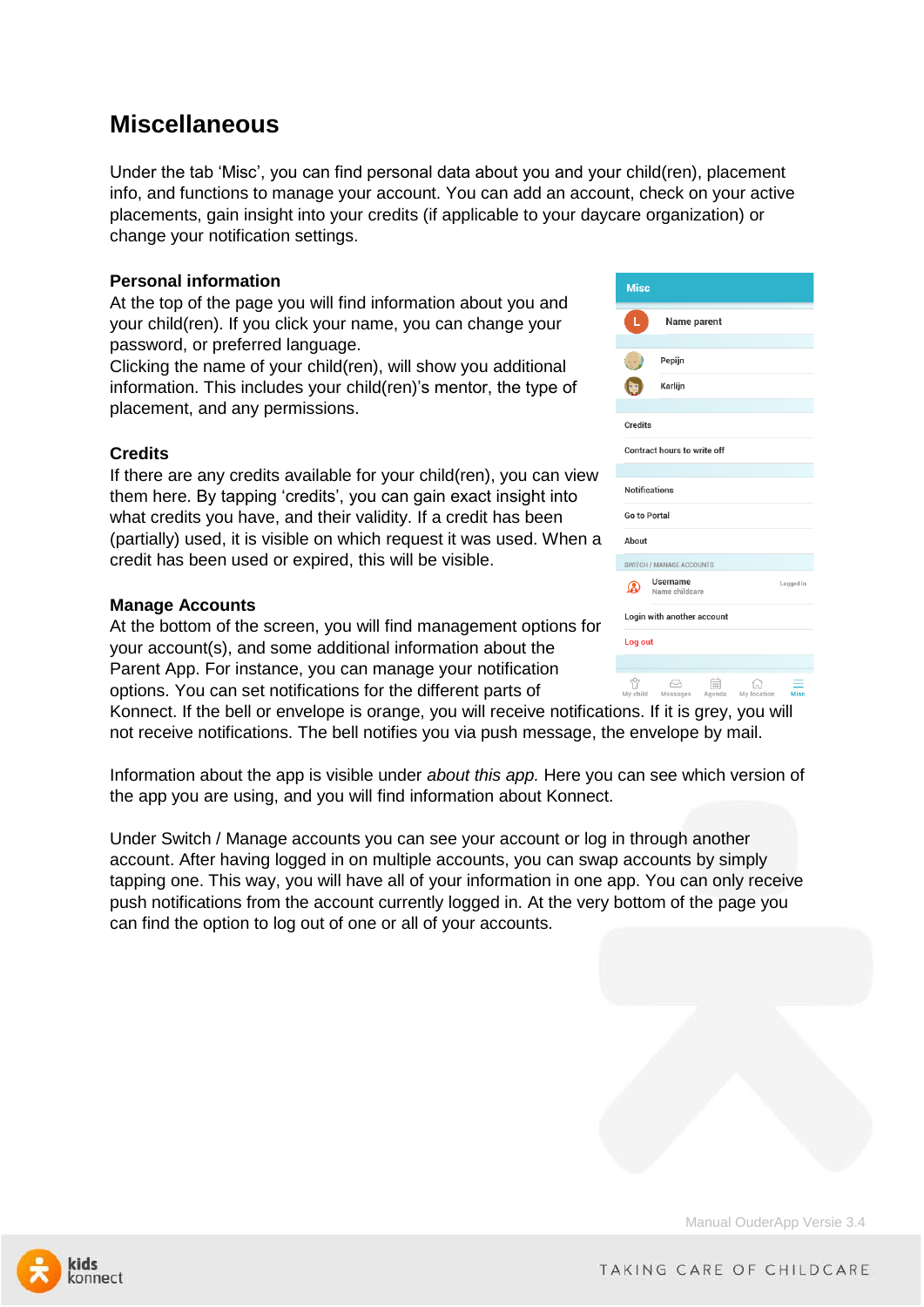# Miscellaneous

Under the tab 'Misc', you can find personal data about you and your child(ren), placement info, and functions to manage your account. You can add an account, check on your active placements, gain insight into your credits (if applicable to your daycare organization) or change your notification settings.

## Personal information

At the top of the page you will find information about you and your child(ren). If you click your name, you can change your password, or preferred language.
Clicking the name of your child(ren), will show you additional information. This includes your child(ren)'s mentor, the type of placement, and any permissions.

## Credits

If there are any credits available for your child(ren), you can view them here. By tapping 'credits', you can gain exact insight into what credits you have, and their validity. If a credit has been (partially) used, it is visible on which request it was used. When a credit has been used or expired, this will be visible.

## Manage Accounts

At the bottom of the screen, you will find management options for your account(s), and some additional information about the Parent App. For instance, you can manage your notification options. You can set notifications for the different parts of Konnect. If the bell or envelope is orange, you will receive notifications. If it is grey, you will not receive notifications. The bell notifies you via push message, the envelope by mail.

Information about the app is visible under *about this app.* Here you can see which version of the app you are using, and you will find information about Konnect.

Under Switch / Manage accounts you can see your account or log in through another account. After having logged in on multiple accounts, you can swap accounts by simply tapping one. This way, you will have all of your information in one app. You can only receive push notifications from the account currently logged in. At the very bottom of the page you can find the option to log out of one or all of your accounts.